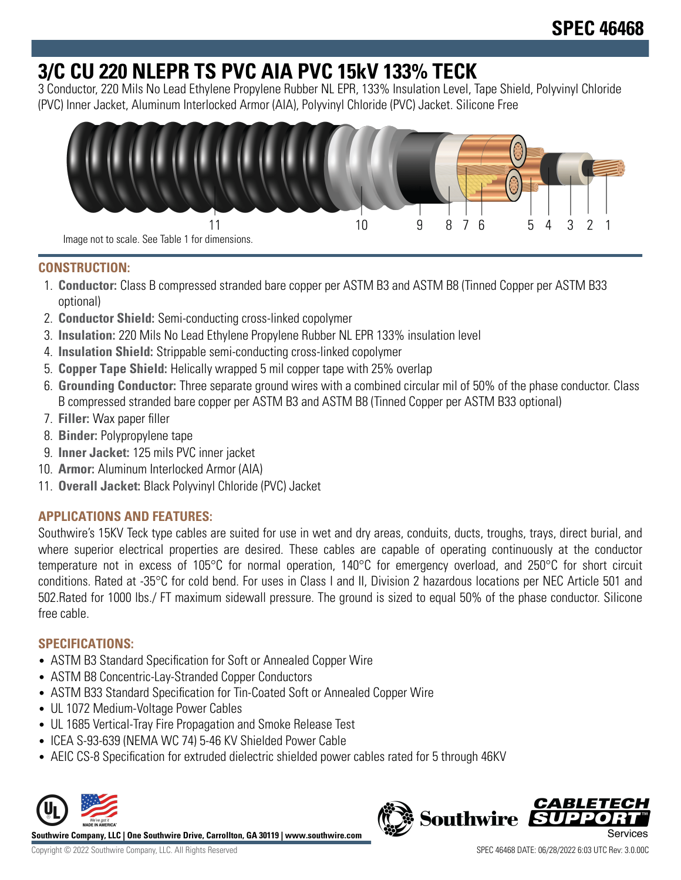# SPEC 46468

# 3/C CU 220 NLEPR TS PVC AIA PVC 15kV 133% TECK

3 Conductor, 220 Mils No Lead Ethylene Propylene Rubber NL EPR, 133% Insulation Level, Tape Shield, Polyvinyl Chloride (PVC) Inner Jacket, Aluminum Interlocked Armor (AIA), Polyvinyl Chloride (PVC) Jacket. Silicone Free

Image not to scale. See Table 1 for dimensions.

## CONSTRUCTION:

1. **Conductor:** Class B compressed stranded bare copper per ASTM B3 and ASTM B8 (Tinned Copper per ASTM B33 optional)
2. **Conductor Shield:** Semi-conducting cross-linked copolymer
3. **Insulation:** 220 Mils No Lead Ethylene Propylene Rubber NL EPR 133% insulation level
4. **Insulation Shield:** Strippable semi-conducting cross-linked copolymer
5. **Copper Tape Shield:** Helically wrapped 5 mil copper tape with 25% overlap
6. **Grounding Conductor:** Three separate ground wires with a combined circular mil of 50% of the phase conductor. Class B compressed stranded bare copper per ASTM B3 and ASTM B8 (Tinned Copper per ASTM B33 optional)
7. **Filler:** Wax paper filler
8. **Binder:** Polypropylene tape
9. **Inner Jacket:** 125 mils PVC inner jacket
10. **Armor:** Aluminum Interlocked Armor (AIA)
11. **Overall Jacket:** Black Polyvinyl Chloride (PVC) Jacket

## APPLICATIONS AND FEATURES:

Southwire's 15KV Teck type cables are suited for use in wet and dry areas, conduits, ducts, troughs, trays, direct burial, and where superior electrical properties are desired. These cables are capable of operating continuously at the conductor temperature not in excess of 105°C for normal operation, 140°C for emergency overload, and 250°C for short circuit conditions. Rated at -35°C for cold bend. For uses in Class I and II, Division 2 hazardous locations per NEC Article 501 and 502.Rated for 1000 lbs./ FT maximum sidewall pressure. The ground is sized to equal 50% of the phase conductor. Silicone free cable.

## SPECIFICATIONS:

- ASTM B3 Standard Specification for Soft or Annealed Copper Wire
- ASTM B8 Concentric-Lay-Stranded Copper Conductors
- ASTM B33 Standard Specification for Tin-Coated Soft or Annealed Copper Wire
- UL 1072 Medium-Voltage Power Cables
- UL 1685 Vertical-Tray Fire Propagation and Smoke Release Test
- ICEA S-93-639 (NEMA WC 74) 5-46 KV Shielded Power Cable
- AEIC CS-8 Specification for extruded dielectric shielded power cables rated for 5 through 46KV

**Southwire Company, LLC | One Southwire Drive, Carrollton, GA 30119 | www.southwire.com**

Copyright © 2022 Southwire Company, LLC. All Rights Reserved

SPEC 46468 DATE: 06/28/2022 6:03 UTC Rev: 3.0.00C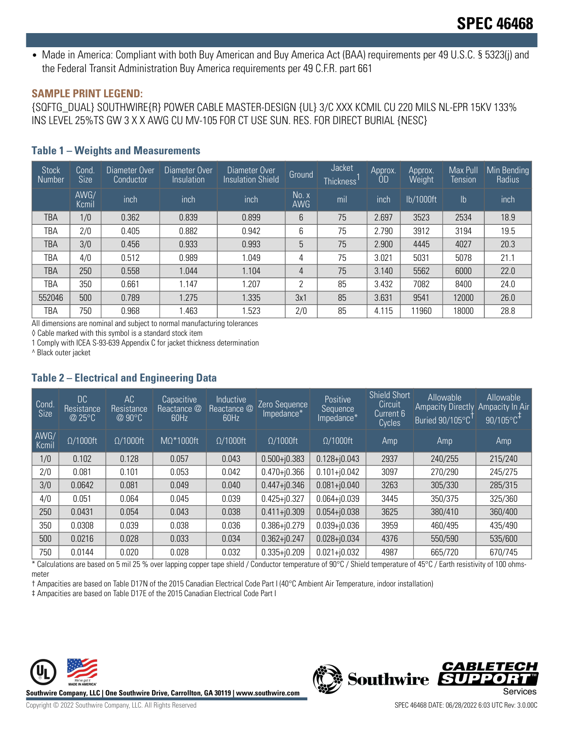- Made in America: Compliant with both Buy American and Buy America Act (BAA) requirements per 49 U.S.C. § 5323(j) and the Federal Transit Administration Buy America requirements per 49 C.F.R. part 661

**SAMPLE PRINT LEGEND:**

{SQFTG_DUAL} SOUTHWIRE{R} POWER CABLE MASTER-DESIGN {UL} 3/C XXX KCMIL CU 220 MILS NL-EPR 15KV 133% INS LEVEL 25%TS GW 3 X X AWG CU MV-105 FOR CT USE SUN. RES. FOR DIRECT BURIAL {NESC}

### Table 1 – Weights and Measurements

| Stock Number | Cond. Size | Diameter Over Conductor | Diameter Over Insulation | Diameter Over Insulation Shield | Ground | Jacket Thickness[1] | Approx. OD | Approx. Weight | Max Pull Tension | Min Bending Radius |
|---|---|---|---|---|---|---|---|---|---|---|
| | AWG/ Kcmil | inch | inch | inch | No. x AWG | mil | inch | lb/1000ft | lb | inch |
| TBA | 1/0 | 0.362 | 0.839 | 0.899 | 6 | 75 | 2.697 | 3523 | 2534 | 18.9 |
| TBA | 2/0 | 0.405 | 0.882 | 0.942 | 6 | 75 | 2.790 | 3912 | 3194 | 19.5 |
| TBA | 3/0 | 0.456 | 0.933 | 0.993 | 5 | 75 | 2.900 | 4445 | 4027 | 20.3 |
| TBA | 4/0 | 0.512 | 0.989 | 1.049 | 4 | 75 | 3.021 | 5031 | 5078 | 21.1 |
| TBA | 250 | 0.558 | 1.044 | 1.104 | 4 | 75 | 3.140 | 5562 | 6000 | 22.0 |
| TBA | 350 | 0.661 | 1.147 | 1.207 | 2 | 85 | 3.432 | 7082 | 8400 | 24.0 |
| 552046 | 500 | 0.789 | 1.275 | 1.335 | 3x1 | 85 | 3.631 | 9541 | 12000 | 26.0 |
| TBA | 750 | 0.968 | 1.463 | 1.523 | 2/0 | 85 | 4.115 | 11960 | 18000 | 28.8 |

All dimensions are nominal and subject to normal manufacturing tolerances

◊ Cable marked with this symbol is a standard stock item

1 Comply with ICEA S-93-639 Appendix C for jacket thickness determination

^ Black outer jacket

### Table 2 – Electrical and Engineering Data

| Cond. Size | DC Resistance @ 25°C | AC Resistance @ 90°C | Capacitive Reactance @ 60Hz | Inductive Reactance @ 60Hz | Zero Sequence Impedance* | Positive Sequence Impedance* | Shield Short Circuit Current 6 Cycles | Allowable Ampacity Directly Buried 90/105°C† | Allowable Ampacity In Air 90/105°C‡ |
|---|---|---|---|---|---|---|---|---|---|
| AWG/ Kcmil | Ω/1000ft | Ω/1000ft | MΩ*1000ft | Ω/1000ft | Ω/1000ft | Ω/1000ft | Amp | Amp | Amp |
| 1/0 | 0.102 | 0.128 | 0.057 | 0.043 | 0.500+j0.383 | 0.128+j0.043 | 2937 | 240/255 | 215/240 |
| 2/0 | 0.081 | 0.101 | 0.053 | 0.042 | 0.470+j0.366 | 0.101+j0.042 | 3097 | 270/290 | 245/275 |
| 3/0 | 0.0642 | 0.081 | 0.049 | 0.040 | 0.447+j0.346 | 0.081+j0.040 | 3263 | 305/330 | 285/315 |
| 4/0 | 0.051 | 0.064 | 0.045 | 0.039 | 0.425+j0.327 | 0.064+j0.039 | 3445 | 350/375 | 325/360 |
| 250 | 0.0431 | 0.054 | 0.043 | 0.038 | 0.411+j0.309 | 0.054+j0.038 | 3625 | 380/410 | 360/400 |
| 350 | 0.0308 | 0.039 | 0.038 | 0.036 | 0.386+j0.279 | 0.039+j0.036 | 3959 | 460/495 | 435/490 |
| 500 | 0.0216 | 0.028 | 0.033 | 0.034 | 0.362+j0.247 | 0.028+j0.034 | 4376 | 550/590 | 535/600 |
| 750 | 0.0144 | 0.020 | 0.028 | 0.032 | 0.335+j0.209 | 0.021+j0.032 | 4987 | 665/720 | 670/745 |

* Calculations are based on 5 mil 25 % over lapping copper tape shield / Conductor temperature of 90°C / Shield temperature of 45°C / Earth resistivity of 100 ohms-meter

† Ampacities are based on Table D17N of the 2015 Canadian Electrical Code Part I (40°C Ambient Air Temperature, indoor installation)

‡ Ampacities are based on Table D17E of the 2015 Canadian Electrical Code Part I

Southwire Company, LLC | One Southwire Drive, Carrollton, GA 30119 | www.southwire.com

Copyright © 2022 Southwire Company, LLC. All Rights Reserved

SPEC 46468 DATE: 06/28/2022 6:03 UTC Rev: 3.0.00C